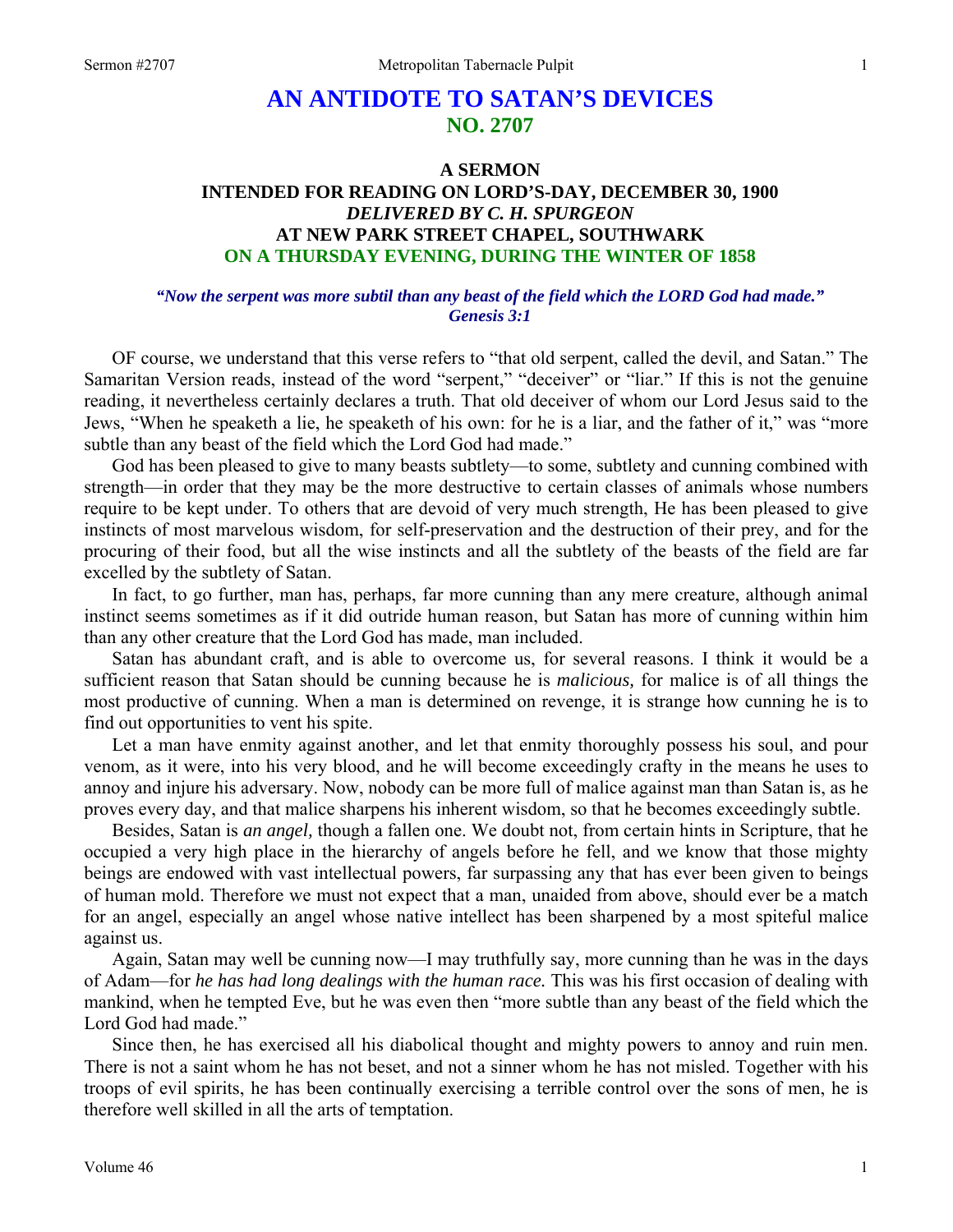# AN ANTIDOTE TO SATAN'S DEVICES
## NO. 2707

### A SERMON
### INTENDED FOR READING ON LORD'S-DAY, DECEMBER 30, 1900
### *DELIVERED BY C. H. SPURGEON*
### AT NEW PARK STREET CHAPEL, SOUTHWARK
### ON A THURSDAY EVENING, DURING THE WINTER OF 1858

***"Now the serpent was more subtil than any beast of the field which the LORD God had made." Genesis 3:1***

OF course, we understand that this verse refers to "that old serpent, called the devil, and Satan." The Samaritan Version reads, instead of the word "serpent," "deceiver" or "liar." If this is not the genuine reading, it nevertheless certainly declares a truth. That old deceiver of whom our Lord Jesus said to the Jews, "When he speaketh a lie, he speaketh of his own: for he is a liar, and the father of it," was "more subtle than any beast of the field which the Lord God had made."

God has been pleased to give to many beasts subtlety—to some, subtlety and cunning combined with strength—in order that they may be the more destructive to certain classes of animals whose numbers require to be kept under. To others that are devoid of very much strength, He has been pleased to give instincts of most marvelous wisdom, for self-preservation and the destruction of their prey, and for the procuring of their food, but all the wise instincts and all the subtlety of the beasts of the field are far excelled by the subtlety of Satan.

In fact, to go further, man has, perhaps, far more cunning than any mere creature, although animal instinct seems sometimes as if it did outride human reason, but Satan has more of cunning within him than any other creature that the Lord God has made, man included.

Satan has abundant craft, and is able to overcome us, for several reasons. I think it would be a sufficient reason that Satan should be cunning because he is *malicious,* for malice is of all things the most productive of cunning. When a man is determined on revenge, it is strange how cunning he is to find out opportunities to vent his spite.

Let a man have enmity against another, and let that enmity thoroughly possess his soul, and pour venom, as it were, into his very blood, and he will become exceedingly crafty in the means he uses to annoy and injure his adversary. Now, nobody can be more full of malice against man than Satan is, as he proves every day, and that malice sharpens his inherent wisdom, so that he becomes exceedingly subtle.

Besides, Satan is *an angel,* though a fallen one. We doubt not, from certain hints in Scripture, that he occupied a very high place in the hierarchy of angels before he fell, and we know that those mighty beings are endowed with vast intellectual powers, far surpassing any that has ever been given to beings of human mold. Therefore we must not expect that a man, unaided from above, should ever be a match for an angel, especially an angel whose native intellect has been sharpened by a most spiteful malice against us.

Again, Satan may well be cunning now—I may truthfully say, more cunning than he was in the days of Adam—for *he has had long dealings with the human race.* This was his first occasion of dealing with mankind, when he tempted Eve, but he was even then "more subtle than any beast of the field which the Lord God had made."

Since then, he has exercised all his diabolical thought and mighty powers to annoy and ruin men. There is not a saint whom he has not beset, and not a sinner whom he has not misled. Together with his troops of evil spirits, he has been continually exercising a terrible control over the sons of men, he is therefore well skilled in all the arts of temptation.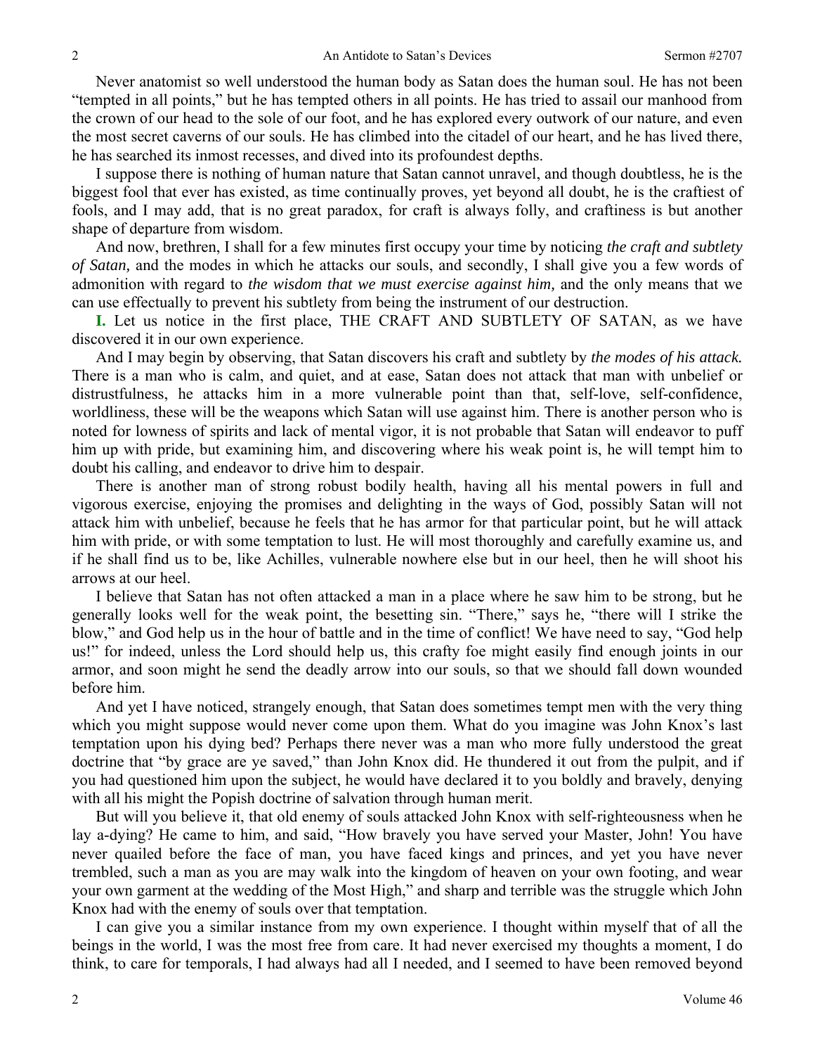Never anatomist so well understood the human body as Satan does the human soul. He has not been "tempted in all points," but he has tempted others in all points. He has tried to assail our manhood from the crown of our head to the sole of our foot, and he has explored every outwork of our nature, and even the most secret caverns of our souls. He has climbed into the citadel of our heart, and he has lived there, he has searched its inmost recesses, and dived into its profoundest depths.

I suppose there is nothing of human nature that Satan cannot unravel, and though doubtless, he is the biggest fool that ever has existed, as time continually proves, yet beyond all doubt, he is the craftiest of fools, and I may add, that is no great paradox, for craft is always folly, and craftiness is but another shape of departure from wisdom.

And now, brethren, I shall for a few minutes first occupy your time by noticing *the craft and subtlety of Satan,* and the modes in which he attacks our souls, and secondly, I shall give you a few words of admonition with regard to *the wisdom that we must exercise against him,* and the only means that we can use effectually to prevent his subtlety from being the instrument of our destruction.

**I.** Let us notice in the first place, THE CRAFT AND SUBTLETY OF SATAN, as we have discovered it in our own experience.

And I may begin by observing, that Satan discovers his craft and subtlety by *the modes of his attack.* There is a man who is calm, and quiet, and at ease, Satan does not attack that man with unbelief or distrustfulness, he attacks him in a more vulnerable point than that, self-love, self-confidence, worldliness, these will be the weapons which Satan will use against him. There is another person who is noted for lowness of spirits and lack of mental vigor, it is not probable that Satan will endeavor to puff him up with pride, but examining him, and discovering where his weak point is, he will tempt him to doubt his calling, and endeavor to drive him to despair.

There is another man of strong robust bodily health, having all his mental powers in full and vigorous exercise, enjoying the promises and delighting in the ways of God, possibly Satan will not attack him with unbelief, because he feels that he has armor for that particular point, but he will attack him with pride, or with some temptation to lust. He will most thoroughly and carefully examine us, and if he shall find us to be, like Achilles, vulnerable nowhere else but in our heel, then he will shoot his arrows at our heel.

I believe that Satan has not often attacked a man in a place where he saw him to be strong, but he generally looks well for the weak point, the besetting sin. "There," says he, "there will I strike the blow," and God help us in the hour of battle and in the time of conflict! We have need to say, "God help us!" for indeed, unless the Lord should help us, this crafty foe might easily find enough joints in our armor, and soon might he send the deadly arrow into our souls, so that we should fall down wounded before him.

And yet I have noticed, strangely enough, that Satan does sometimes tempt men with the very thing which you might suppose would never come upon them. What do you imagine was John Knox's last temptation upon his dying bed? Perhaps there never was a man who more fully understood the great doctrine that "by grace are ye saved," than John Knox did. He thundered it out from the pulpit, and if you had questioned him upon the subject, he would have declared it to you boldly and bravely, denying with all his might the Popish doctrine of salvation through human merit.

But will you believe it, that old enemy of souls attacked John Knox with self-righteousness when he lay a-dying? He came to him, and said, "How bravely you have served your Master, John! You have never quailed before the face of man, you have faced kings and princes, and yet you have never trembled, such a man as you are may walk into the kingdom of heaven on your own footing, and wear your own garment at the wedding of the Most High," and sharp and terrible was the struggle which John Knox had with the enemy of souls over that temptation.

I can give you a similar instance from my own experience. I thought within myself that of all the beings in the world, I was the most free from care. It had never exercised my thoughts a moment, I do think, to care for temporals, I had always had all I needed, and I seemed to have been removed beyond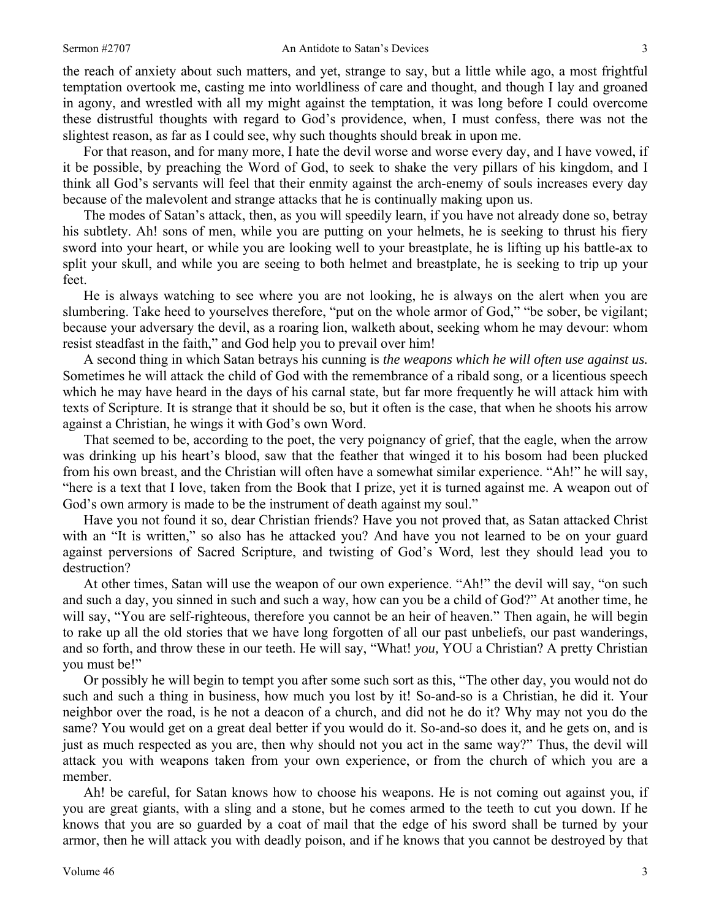the reach of anxiety about such matters, and yet, strange to say, but a little while ago, a most frightful temptation overtook me, casting me into worldliness of care and thought, and though I lay and groaned in agony, and wrestled with all my might against the temptation, it was long before I could overcome these distrustful thoughts with regard to God's providence, when, I must confess, there was not the slightest reason, as far as I could see, why such thoughts should break in upon me.

For that reason, and for many more, I hate the devil worse and worse every day, and I have vowed, if it be possible, by preaching the Word of God, to seek to shake the very pillars of his kingdom, and I think all God's servants will feel that their enmity against the arch-enemy of souls increases every day because of the malevolent and strange attacks that he is continually making upon us.

The modes of Satan's attack, then, as you will speedily learn, if you have not already done so, betray his subtlety. Ah! sons of men, while you are putting on your helmets, he is seeking to thrust his fiery sword into your heart, or while you are looking well to your breastplate, he is lifting up his battle-ax to split your skull, and while you are seeing to both helmet and breastplate, he is seeking to trip up your feet.

He is always watching to see where you are not looking, he is always on the alert when you are slumbering. Take heed to yourselves therefore, "put on the whole armor of God," "be sober, be vigilant; because your adversary the devil, as a roaring lion, walketh about, seeking whom he may devour: whom resist steadfast in the faith," and God help you to prevail over him!

A second thing in which Satan betrays his cunning is *the weapons which he will often use against us.* Sometimes he will attack the child of God with the remembrance of a ribald song, or a licentious speech which he may have heard in the days of his carnal state, but far more frequently he will attack him with texts of Scripture. It is strange that it should be so, but it often is the case, that when he shoots his arrow against a Christian, he wings it with God's own Word.

That seemed to be, according to the poet, the very poignancy of grief, that the eagle, when the arrow was drinking up his heart's blood, saw that the feather that winged it to his bosom had been plucked from his own breast, and the Christian will often have a somewhat similar experience. "Ah!" he will say, "here is a text that I love, taken from the Book that I prize, yet it is turned against me. A weapon out of God's own armory is made to be the instrument of death against my soul."

Have you not found it so, dear Christian friends? Have you not proved that, as Satan attacked Christ with an "It is written," so also has he attacked you? And have you not learned to be on your guard against perversions of Sacred Scripture, and twisting of God's Word, lest they should lead you to destruction?

At other times, Satan will use the weapon of our own experience. "Ah!" the devil will say, "on such and such a day, you sinned in such and such a way, how can you be a child of God?" At another time, he will say, "You are self-righteous, therefore you cannot be an heir of heaven." Then again, he will begin to rake up all the old stories that we have long forgotten of all our past unbeliefs, our past wanderings, and so forth, and throw these in our teeth. He will say, "What! *you,* YOU a Christian? A pretty Christian you must be!"

Or possibly he will begin to tempt you after some such sort as this, "The other day, you would not do such and such a thing in business, how much you lost by it! So-and-so is a Christian, he did it. Your neighbor over the road, is he not a deacon of a church, and did not he do it? Why may not you do the same? You would get on a great deal better if you would do it. So-and-so does it, and he gets on, and is just as much respected as you are, then why should not you act in the same way?" Thus, the devil will attack you with weapons taken from your own experience, or from the church of which you are a member.

Ah! be careful, for Satan knows how to choose his weapons. He is not coming out against you, if you are great giants, with a sling and a stone, but he comes armed to the teeth to cut you down. If he knows that you are so guarded by a coat of mail that the edge of his sword shall be turned by your armor, then he will attack you with deadly poison, and if he knows that you cannot be destroyed by that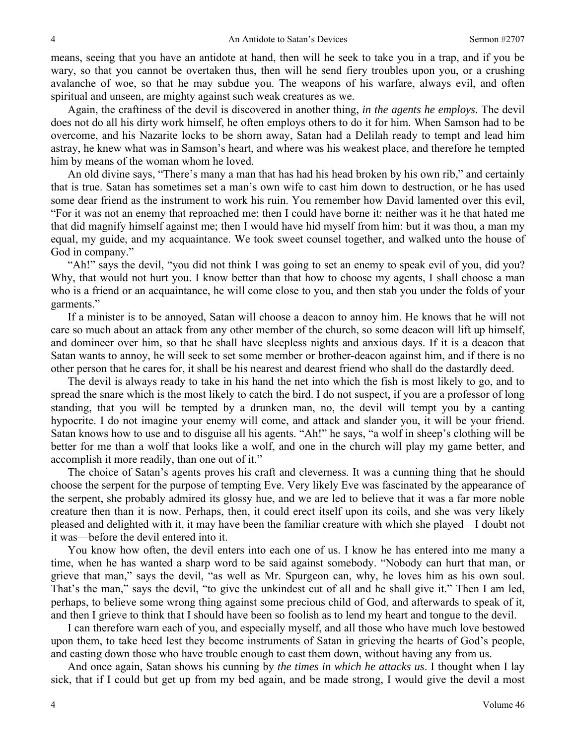means, seeing that you have an antidote at hand, then will he seek to take you in a trap, and if you be wary, so that you cannot be overtaken thus, then will he send fiery troubles upon you, or a crushing avalanche of woe, so that he may subdue you. The weapons of his warfare, always evil, and often spiritual and unseen, are mighty against such weak creatures as we.

Again, the craftiness of the devil is discovered in another thing, *in the agents he employs.* The devil does not do all his dirty work himself, he often employs others to do it for him. When Samson had to be overcome, and his Nazarite locks to be shorn away, Satan had a Delilah ready to tempt and lead him astray, he knew what was in Samson's heart, and where was his weakest place, and therefore he tempted him by means of the woman whom he loved.

An old divine says, "There's many a man that has had his head broken by his own rib," and certainly that is true. Satan has sometimes set a man's own wife to cast him down to destruction, or he has used some dear friend as the instrument to work his ruin. You remember how David lamented over this evil, "For it was not an enemy that reproached me; then I could have borne it: neither was it he that hated me that did magnify himself against me; then I would have hid myself from him: but it was thou, a man my equal, my guide, and my acquaintance. We took sweet counsel together, and walked unto the house of God in company."

"Ah!" says the devil, "you did not think I was going to set an enemy to speak evil of you, did you? Why, that would not hurt you. I know better than that how to choose my agents, I shall choose a man who is a friend or an acquaintance, he will come close to you, and then stab you under the folds of your garments."

If a minister is to be annoyed, Satan will choose a deacon to annoy him. He knows that he will not care so much about an attack from any other member of the church, so some deacon will lift up himself, and domineer over him, so that he shall have sleepless nights and anxious days. If it is a deacon that Satan wants to annoy, he will seek to set some member or brother-deacon against him, and if there is no other person that he cares for, it shall be his nearest and dearest friend who shall do the dastardly deed.

The devil is always ready to take in his hand the net into which the fish is most likely to go, and to spread the snare which is the most likely to catch the bird. I do not suspect, if you are a professor of long standing, that you will be tempted by a drunken man, no, the devil will tempt you by a canting hypocrite. I do not imagine your enemy will come, and attack and slander you, it will be your friend. Satan knows how to use and to disguise all his agents. "Ah!" he says, "a wolf in sheep's clothing will be better for me than a wolf that looks like a wolf, and one in the church will play my game better, and accomplish it more readily, than one out of it."

The choice of Satan's agents proves his craft and cleverness. It was a cunning thing that he should choose the serpent for the purpose of tempting Eve. Very likely Eve was fascinated by the appearance of the serpent, she probably admired its glossy hue, and we are led to believe that it was a far more noble creature then than it is now. Perhaps, then, it could erect itself upon its coils, and she was very likely pleased and delighted with it, it may have been the familiar creature with which she played—I doubt not it was—before the devil entered into it.

You know how often, the devil enters into each one of us. I know he has entered into me many a time, when he has wanted a sharp word to be said against somebody. "Nobody can hurt that man, or grieve that man," says the devil, "as well as Mr. Spurgeon can, why, he loves him as his own soul. That's the man," says the devil, "to give the unkindest cut of all and he shall give it." Then I am led, perhaps, to believe some wrong thing against some precious child of God, and afterwards to speak of it, and then I grieve to think that I should have been so foolish as to lend my heart and tongue to the devil.

I can therefore warn each of you, and especially myself, and all those who have much love bestowed upon them, to take heed lest they become instruments of Satan in grieving the hearts of God's people, and casting down those who have trouble enough to cast them down, without having any from us.

And once again, Satan shows his cunning by *the times in which he attacks us*. I thought when I lay sick, that if I could but get up from my bed again, and be made strong, I would give the devil a most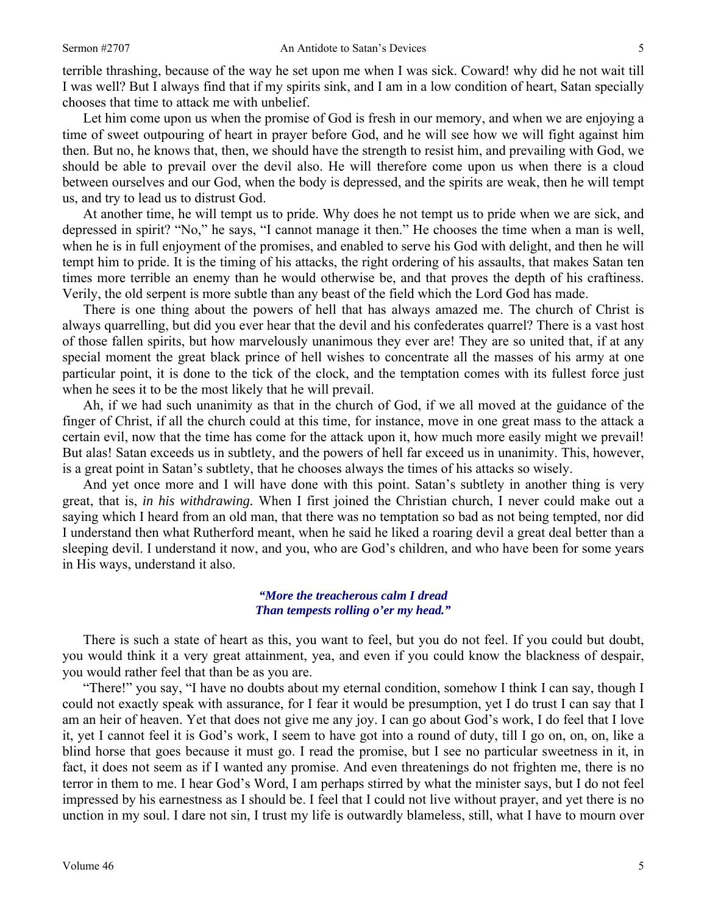terrible thrashing, because of the way he set upon me when I was sick. Coward! why did he not wait till I was well? But I always find that if my spirits sink, and I am in a low condition of heart, Satan specially chooses that time to attack me with unbelief.

Let him come upon us when the promise of God is fresh in our memory, and when we are enjoying a time of sweet outpouring of heart in prayer before God, and he will see how we will fight against him then. But no, he knows that, then, we should have the strength to resist him, and prevailing with God, we should be able to prevail over the devil also. He will therefore come upon us when there is a cloud between ourselves and our God, when the body is depressed, and the spirits are weak, then he will tempt us, and try to lead us to distrust God.

At another time, he will tempt us to pride. Why does he not tempt us to pride when we are sick, and depressed in spirit? "No," he says, "I cannot manage it then." He chooses the time when a man is well, when he is in full enjoyment of the promises, and enabled to serve his God with delight, and then he will tempt him to pride. It is the timing of his attacks, the right ordering of his assaults, that makes Satan ten times more terrible an enemy than he would otherwise be, and that proves the depth of his craftiness. Verily, the old serpent is more subtle than any beast of the field which the Lord God has made.

There is one thing about the powers of hell that has always amazed me. The church of Christ is always quarrelling, but did you ever hear that the devil and his confederates quarrel? There is a vast host of those fallen spirits, but how marvelously unanimous they ever are! They are so united that, if at any special moment the great black prince of hell wishes to concentrate all the masses of his army at one particular point, it is done to the tick of the clock, and the temptation comes with its fullest force just when he sees it to be the most likely that he will prevail.

Ah, if we had such unanimity as that in the church of God, if we all moved at the guidance of the finger of Christ, if all the church could at this time, for instance, move in one great mass to the attack a certain evil, now that the time has come for the attack upon it, how much more easily might we prevail! But alas! Satan exceeds us in subtlety, and the powers of hell far exceed us in unanimity. This, however, is a great point in Satan's subtlety, that he chooses always the times of his attacks so wisely.

And yet once more and I will have done with this point. Satan's subtlety in another thing is very great, that is, *in his withdrawing.* When I first joined the Christian church, I never could make out a saying which I heard from an old man, that there was no temptation so bad as not being tempted, nor did I understand then what Rutherford meant, when he said he liked a roaring devil a great deal better than a sleeping devil. I understand it now, and you, who are God's children, and who have been for some years in His ways, understand it also.

> ***"More the treacherous calm I dread***
> ***Than tempests rolling o'er my head."***

There is such a state of heart as this, you want to feel, but you do not feel. If you could but doubt, you would think it a very great attainment, yea, and even if you could know the blackness of despair, you would rather feel that than be as you are.

"There!" you say, "I have no doubts about my eternal condition, somehow I think I can say, though I could not exactly speak with assurance, for I fear it would be presumption, yet I do trust I can say that I am an heir of heaven. Yet that does not give me any joy. I can go about God's work, I do feel that I love it, yet I cannot feel it is God's work, I seem to have got into a round of duty, till I go on, on, on, like a blind horse that goes because it must go. I read the promise, but I see no particular sweetness in it, in fact, it does not seem as if I wanted any promise. And even threatenings do not frighten me, there is no terror in them to me. I hear God's Word, I am perhaps stirred by what the minister says, but I do not feel impressed by his earnestness as I should be. I feel that I could not live without prayer, and yet there is no unction in my soul. I dare not sin, I trust my life is outwardly blameless, still, what I have to mourn over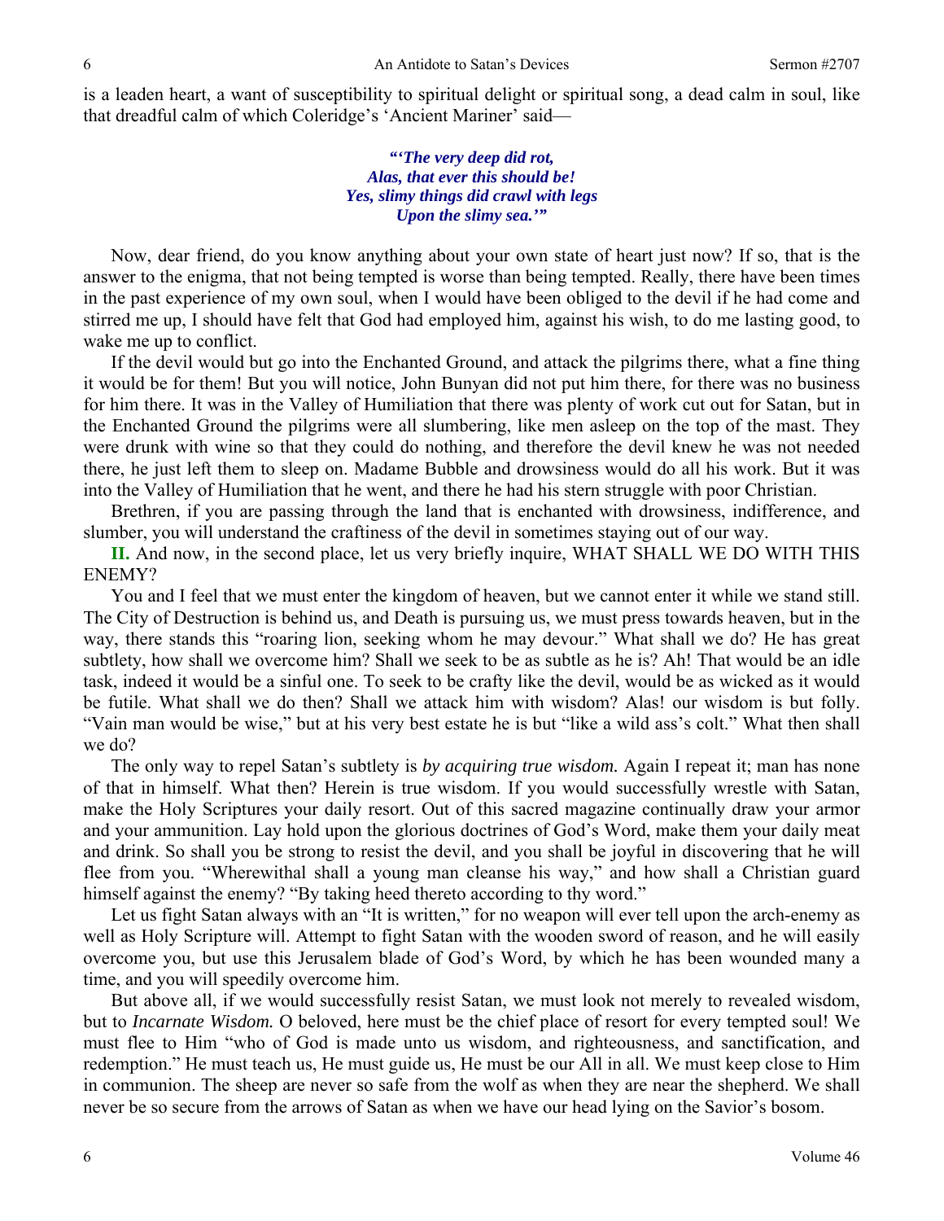is a leaden heart, a want of susceptibility to spiritual delight or spiritual song, a dead calm in soul, like that dreadful calm of which Coleridge's 'Ancient Mariner' said—

> ***"'The very deep did rot,***
> ***Alas, that ever this should be!***
> ***Yes, slimy things did crawl with legs***
> ***Upon the slimy sea.'"***

Now, dear friend, do you know anything about your own state of heart just now? If so, that is the answer to the enigma, that not being tempted is worse than being tempted. Really, there have been times in the past experience of my own soul, when I would have been obliged to the devil if he had come and stirred me up, I should have felt that God had employed him, against his wish, to do me lasting good, to wake me up to conflict.

If the devil would but go into the Enchanted Ground, and attack the pilgrims there, what a fine thing it would be for them! But you will notice, John Bunyan did not put him there, for there was no business for him there. It was in the Valley of Humiliation that there was plenty of work cut out for Satan, but in the Enchanted Ground the pilgrims were all slumbering, like men asleep on the top of the mast. They were drunk with wine so that they could do nothing, and therefore the devil knew he was not needed there, he just left them to sleep on. Madame Bubble and drowsiness would do all his work. But it was into the Valley of Humiliation that he went, and there he had his stern struggle with poor Christian.

Brethren, if you are passing through the land that is enchanted with drowsiness, indifference, and slumber, you will understand the craftiness of the devil in sometimes staying out of our way.

**II.** And now, in the second place, let us very briefly inquire, WHAT SHALL WE DO WITH THIS ENEMY?

You and I feel that we must enter the kingdom of heaven, but we cannot enter it while we stand still. The City of Destruction is behind us, and Death is pursuing us, we must press towards heaven, but in the way, there stands this "roaring lion, seeking whom he may devour." What shall we do? He has great subtlety, how shall we overcome him? Shall we seek to be as subtle as he is? Ah! That would be an idle task, indeed it would be a sinful one. To seek to be crafty like the devil, would be as wicked as it would be futile. What shall we do then? Shall we attack him with wisdom? Alas! our wisdom is but folly. "Vain man would be wise," but at his very best estate he is but "like a wild ass's colt." What then shall we do?

The only way to repel Satan's subtlety is *by acquiring true wisdom.* Again I repeat it; man has none of that in himself. What then? Herein is true wisdom. If you would successfully wrestle with Satan, make the Holy Scriptures your daily resort. Out of this sacred magazine continually draw your armor and your ammunition. Lay hold upon the glorious doctrines of God's Word, make them your daily meat and drink. So shall you be strong to resist the devil, and you shall be joyful in discovering that he will flee from you. "Wherewithal shall a young man cleanse his way," and how shall a Christian guard himself against the enemy? "By taking heed thereto according to thy word."

Let us fight Satan always with an "It is written," for no weapon will ever tell upon the arch-enemy as well as Holy Scripture will. Attempt to fight Satan with the wooden sword of reason, and he will easily overcome you, but use this Jerusalem blade of God's Word, by which he has been wounded many a time, and you will speedily overcome him.

But above all, if we would successfully resist Satan, we must look not merely to revealed wisdom, but to *Incarnate Wisdom.* O beloved, here must be the chief place of resort for every tempted soul! We must flee to Him "who of God is made unto us wisdom, and righteousness, and sanctification, and redemption." He must teach us, He must guide us, He must be our All in all. We must keep close to Him in communion. The sheep are never so safe from the wolf as when they are near the shepherd. We shall never be so secure from the arrows of Satan as when we have our head lying on the Savior's bosom.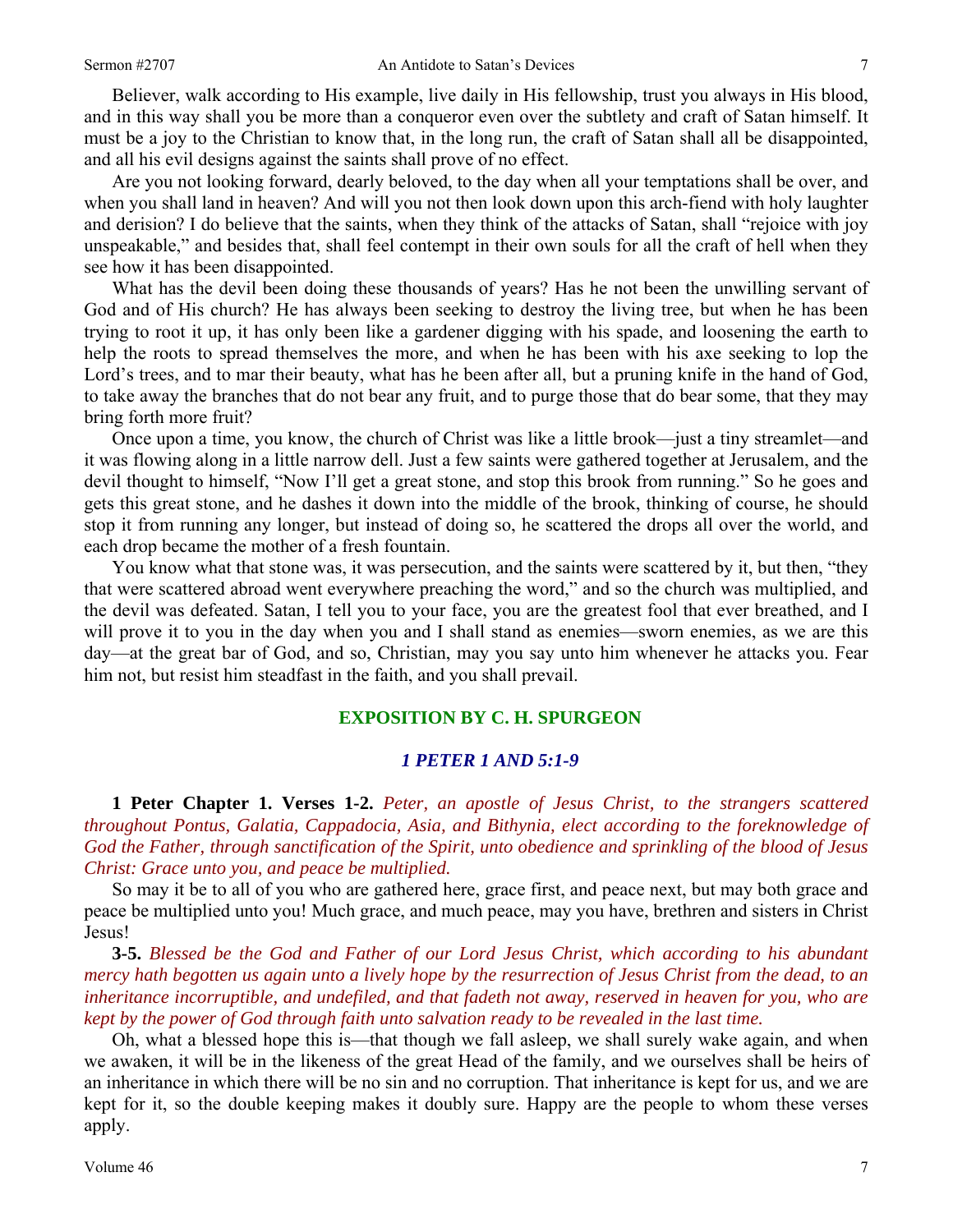Believer, walk according to His example, live daily in His fellowship, trust you always in His blood, and in this way shall you be more than a conqueror even over the subtlety and craft of Satan himself. It must be a joy to the Christian to know that, in the long run, the craft of Satan shall all be disappointed, and all his evil designs against the saints shall prove of no effect.

Are you not looking forward, dearly beloved, to the day when all your temptations shall be over, and when you shall land in heaven? And will you not then look down upon this arch-fiend with holy laughter and derision? I do believe that the saints, when they think of the attacks of Satan, shall "rejoice with joy unspeakable," and besides that, shall feel contempt in their own souls for all the craft of hell when they see how it has been disappointed.

What has the devil been doing these thousands of years? Has he not been the unwilling servant of God and of His church? He has always been seeking to destroy the living tree, but when he has been trying to root it up, it has only been like a gardener digging with his spade, and loosening the earth to help the roots to spread themselves the more, and when he has been with his axe seeking to lop the Lord's trees, and to mar their beauty, what has he been after all, but a pruning knife in the hand of God, to take away the branches that do not bear any fruit, and to purge those that do bear some, that they may bring forth more fruit?

Once upon a time, you know, the church of Christ was like a little brook—just a tiny streamlet—and it was flowing along in a little narrow dell. Just a few saints were gathered together at Jerusalem, and the devil thought to himself, "Now I'll get a great stone, and stop this brook from running." So he goes and gets this great stone, and he dashes it down into the middle of the brook, thinking of course, he should stop it from running any longer, but instead of doing so, he scattered the drops all over the world, and each drop became the mother of a fresh fountain.

You know what that stone was, it was persecution, and the saints were scattered by it, but then, "they that were scattered abroad went everywhere preaching the word," and so the church was multiplied, and the devil was defeated. Satan, I tell you to your face, you are the greatest fool that ever breathed, and I will prove it to you in the day when you and I shall stand as enemies—sworn enemies, as we are this day—at the great bar of God, and so, Christian, may you say unto him whenever he attacks you. Fear him not, but resist him steadfast in the faith, and you shall prevail.

## EXPOSITION BY C. H. SPURGEON

### *1 PETER 1 AND 5:1-9*

**1 Peter Chapter 1. Verses 1-2.** *Peter, an apostle of Jesus Christ, to the strangers scattered throughout Pontus, Galatia, Cappadocia, Asia, and Bithynia, elect according to the foreknowledge of God the Father, through sanctification of the Spirit, unto obedience and sprinkling of the blood of Jesus Christ: Grace unto you, and peace be multiplied.*

So may it be to all of you who are gathered here, grace first, and peace next, but may both grace and peace be multiplied unto you! Much grace, and much peace, may you have, brethren and sisters in Christ Jesus!

**3-5.** *Blessed be the God and Father of our Lord Jesus Christ, which according to his abundant mercy hath begotten us again unto a lively hope by the resurrection of Jesus Christ from the dead, to an inheritance incorruptible, and undefiled, and that fadeth not away, reserved in heaven for you, who are kept by the power of God through faith unto salvation ready to be revealed in the last time.*

Oh, what a blessed hope this is—that though we fall asleep, we shall surely wake again, and when we awaken, it will be in the likeness of the great Head of the family, and we ourselves shall be heirs of an inheritance in which there will be no sin and no corruption. That inheritance is kept for us, and we are kept for it, so the double keeping makes it doubly sure. Happy are the people to whom these verses apply.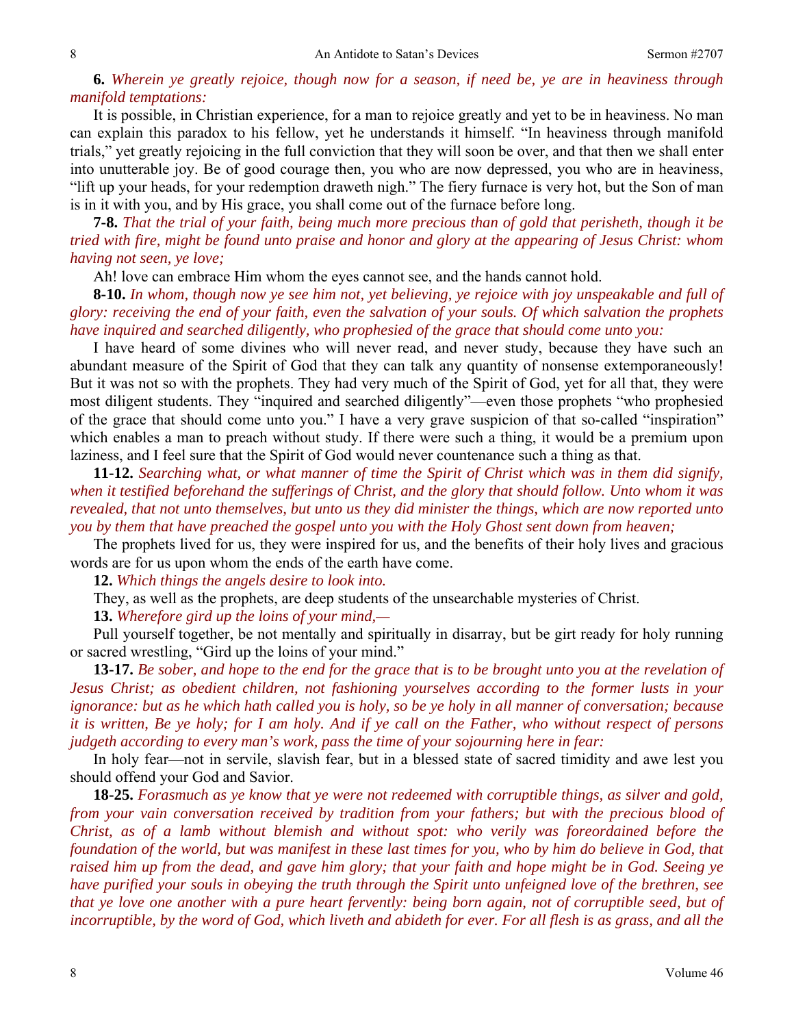**6.** *Wherein ye greatly rejoice, though now for a season, if need be, ye are in heaviness through manifold temptations:*

It is possible, in Christian experience, for a man to rejoice greatly and yet to be in heaviness. No man can explain this paradox to his fellow, yet he understands it himself. "In heaviness through manifold trials," yet greatly rejoicing in the full conviction that they will soon be over, and that then we shall enter into unutterable joy. Be of good courage then, you who are now depressed, you who are in heaviness, "lift up your heads, for your redemption draweth nigh." The fiery furnace is very hot, but the Son of man is in it with you, and by His grace, you shall come out of the furnace before long.

**7-8.** *That the trial of your faith, being much more precious than of gold that perisheth, though it be tried with fire, might be found unto praise and honor and glory at the appearing of Jesus Christ: whom having not seen, ye love;*

Ah! love can embrace Him whom the eyes cannot see, and the hands cannot hold.

**8-10.** *In whom, though now ye see him not, yet believing, ye rejoice with joy unspeakable and full of glory: receiving the end of your faith, even the salvation of your souls. Of which salvation the prophets have inquired and searched diligently, who prophesied of the grace that should come unto you:*

I have heard of some divines who will never read, and never study, because they have such an abundant measure of the Spirit of God that they can talk any quantity of nonsense extemporaneously! But it was not so with the prophets. They had very much of the Spirit of God, yet for all that, they were most diligent students. They "inquired and searched diligently"—even those prophets "who prophesied of the grace that should come unto you." I have a very grave suspicion of that so-called "inspiration" which enables a man to preach without study. If there were such a thing, it would be a premium upon laziness, and I feel sure that the Spirit of God would never countenance such a thing as that.

**11-12.** *Searching what, or what manner of time the Spirit of Christ which was in them did signify, when it testified beforehand the sufferings of Christ, and the glory that should follow. Unto whom it was revealed, that not unto themselves, but unto us they did minister the things, which are now reported unto you by them that have preached the gospel unto you with the Holy Ghost sent down from heaven;*

The prophets lived for us, they were inspired for us, and the benefits of their holy lives and gracious words are for us upon whom the ends of the earth have come.

**12.** *Which things the angels desire to look into.*

They, as well as the prophets, are deep students of the unsearchable mysteries of Christ.

**13.** *Wherefore gird up the loins of your mind,—*

Pull yourself together, be not mentally and spiritually in disarray, but be girt ready for holy running or sacred wrestling, "Gird up the loins of your mind."

**13-17.** *Be sober, and hope to the end for the grace that is to be brought unto you at the revelation of Jesus Christ; as obedient children, not fashioning yourselves according to the former lusts in your ignorance: but as he which hath called you is holy, so be ye holy in all manner of conversation; because it is written, Be ye holy; for I am holy. And if ye call on the Father, who without respect of persons judgeth according to every man's work, pass the time of your sojourning here in fear:*

In holy fear—not in servile, slavish fear, but in a blessed state of sacred timidity and awe lest you should offend your God and Savior.

**18-25.** *Forasmuch as ye know that ye were not redeemed with corruptible things, as silver and gold, from your vain conversation received by tradition from your fathers; but with the precious blood of Christ, as of a lamb without blemish and without spot: who verily was foreordained before the foundation of the world, but was manifest in these last times for you, who by him do believe in God, that raised him up from the dead, and gave him glory; that your faith and hope might be in God. Seeing ye have purified your souls in obeying the truth through the Spirit unto unfeigned love of the brethren, see that ye love one another with a pure heart fervently: being born again, not of corruptible seed, but of incorruptible, by the word of God, which liveth and abideth for ever. For all flesh is as grass, and all the*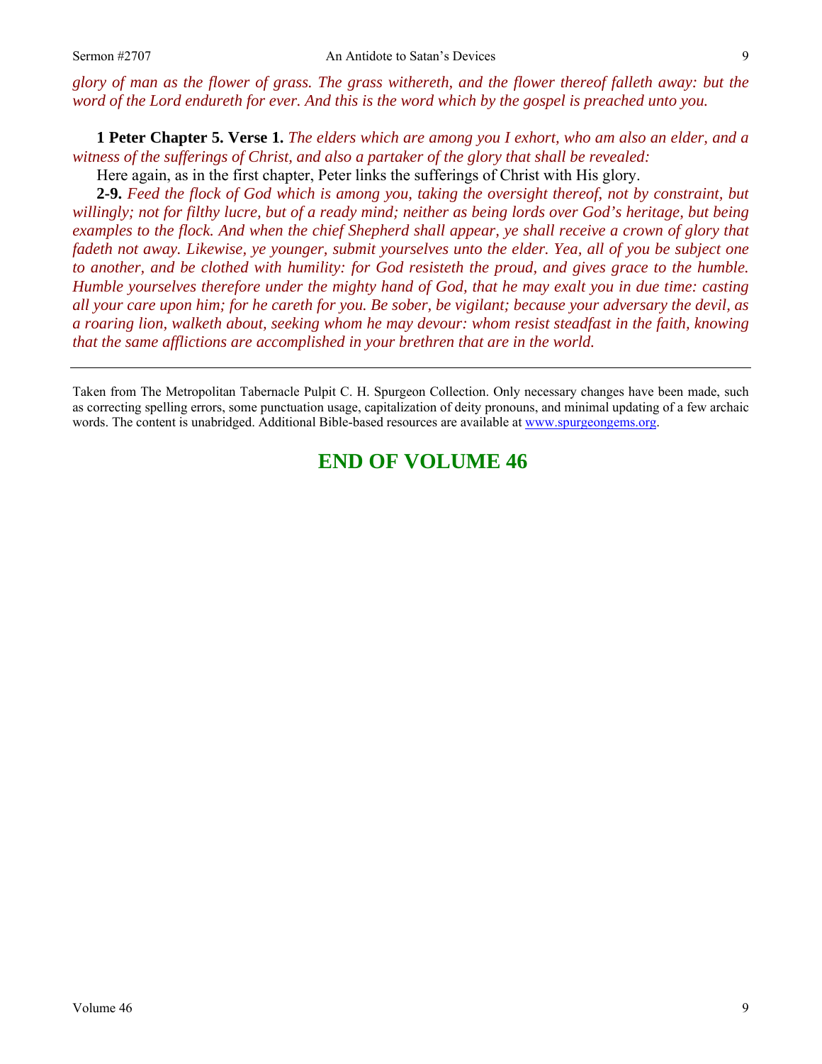*glory of man as the flower of grass. The grass withereth, and the flower thereof falleth away: but the word of the Lord endureth for ever. And this is the word which by the gospel is preached unto you.*

**1 Peter Chapter 5. Verse 1.** *The elders which are among you I exhort, who am also an elder, and a witness of the sufferings of Christ, and also a partaker of the glory that shall be revealed:*

Here again, as in the first chapter, Peter links the sufferings of Christ with His glory.

**2-9.** *Feed the flock of God which is among you, taking the oversight thereof, not by constraint, but willingly; not for filthy lucre, but of a ready mind; neither as being lords over God's heritage, but being examples to the flock. And when the chief Shepherd shall appear, ye shall receive a crown of glory that fadeth not away. Likewise, ye younger, submit yourselves unto the elder. Yea, all of you be subject one to another, and be clothed with humility: for God resisteth the proud, and gives grace to the humble. Humble yourselves therefore under the mighty hand of God, that he may exalt you in due time: casting all your care upon him; for he careth for you. Be sober, be vigilant; because your adversary the devil, as a roaring lion, walketh about, seeking whom he may devour: whom resist steadfast in the faith, knowing that the same afflictions are accomplished in your brethren that are in the world.*

---

Taken from The Metropolitan Tabernacle Pulpit C. H. Spurgeon Collection. Only necessary changes have been made, such as correcting spelling errors, some punctuation usage, capitalization of deity pronouns, and minimal updating of a few archaic words. The content is unabridged. Additional Bible-based resources are available at www.spurgeongems.org.

## END OF VOLUME 46